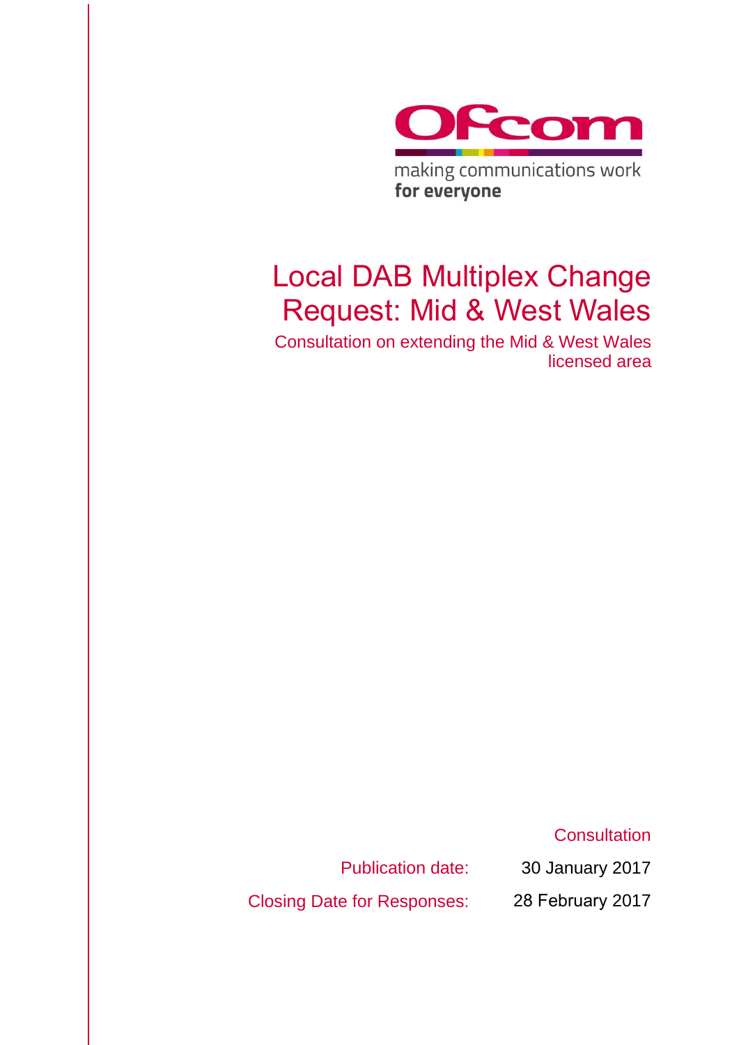Ofcom

making communications work
**for everyone**

# Local DAB Multiplex Change Request: Mid & West Wales

Consultation on extending the Mid & West Wales licensed area

Consultation

Publication date: 30 January 2017

Closing Date for Responses: 28 February 2017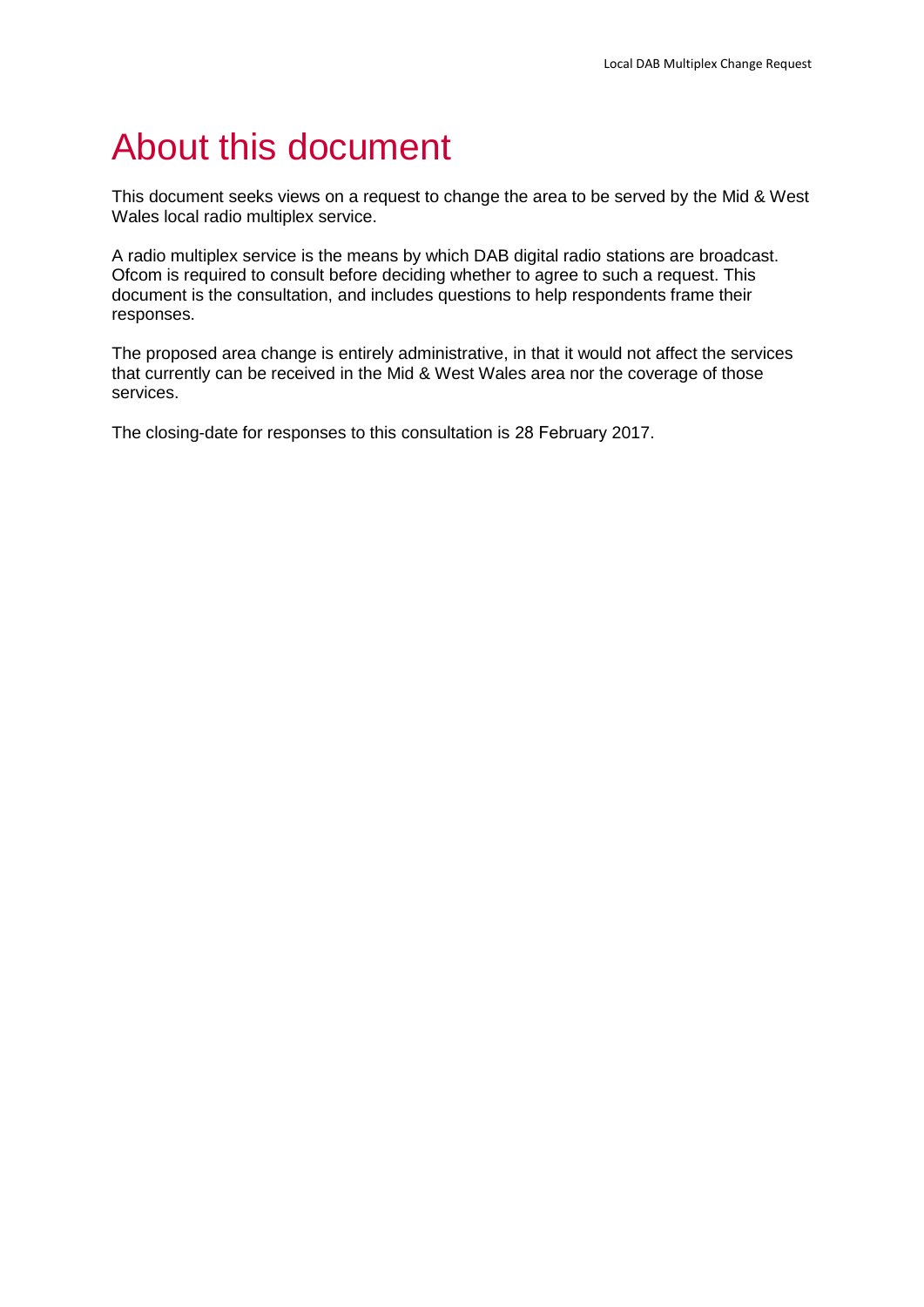# About this document

This document seeks views on a request to change the area to be served by the Mid & West Wales local radio multiplex service.

A radio multiplex service is the means by which DAB digital radio stations are broadcast. Ofcom is required to consult before deciding whether to agree to such a request. This document is the consultation, and includes questions to help respondents frame their responses.

The proposed area change is entirely administrative, in that it would not affect the services that currently can be received in the Mid & West Wales area nor the coverage of those services.

The closing-date for responses to this consultation is 28 February 2017.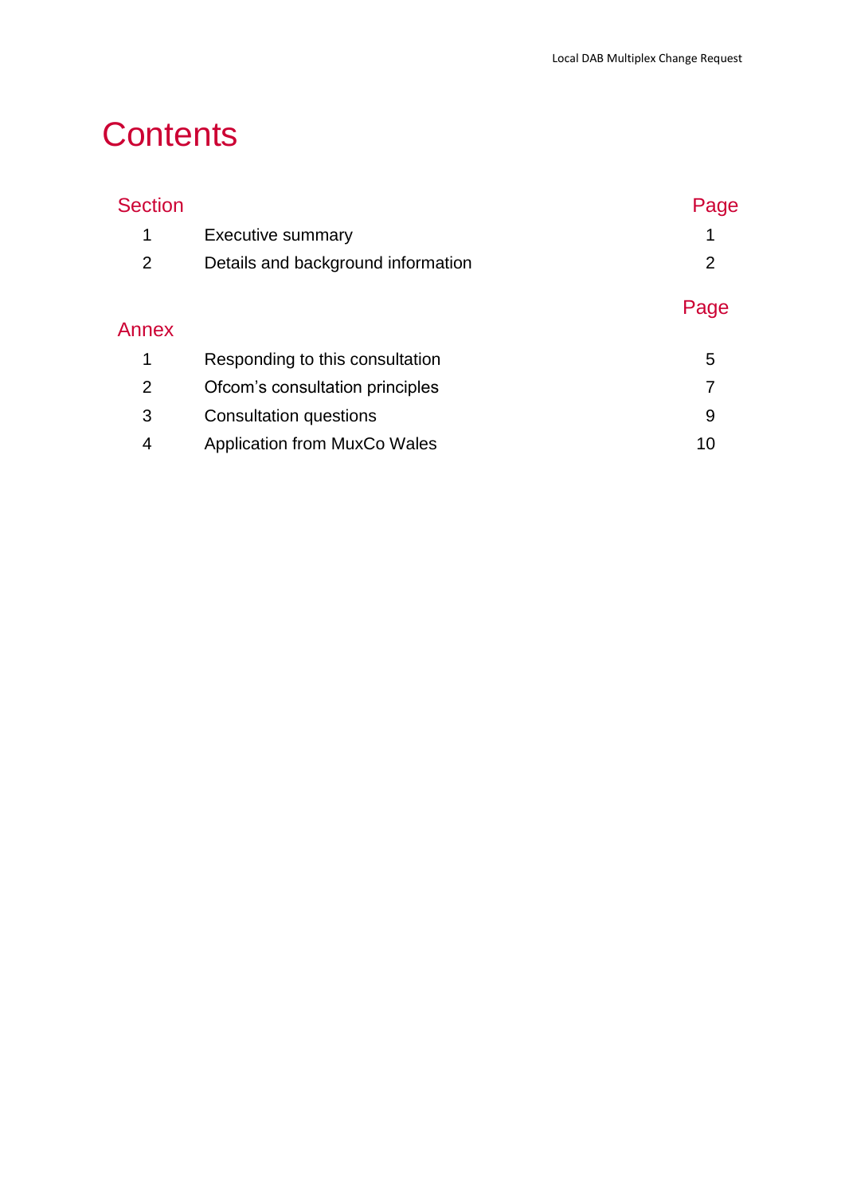# Contents

| Section | | Page |
|---|---|---|
| 1 | Executive summary | 1 |
| 2 | Details and background information | 2 |

| Annex | | Page |
|---|---|---|
| 1 | Responding to this consultation | 5 |
| 2 | Ofcom’s consultation principles | 7 |
| 3 | Consultation questions | 9 |
| 4 | Application from MuxCo Wales | 10 |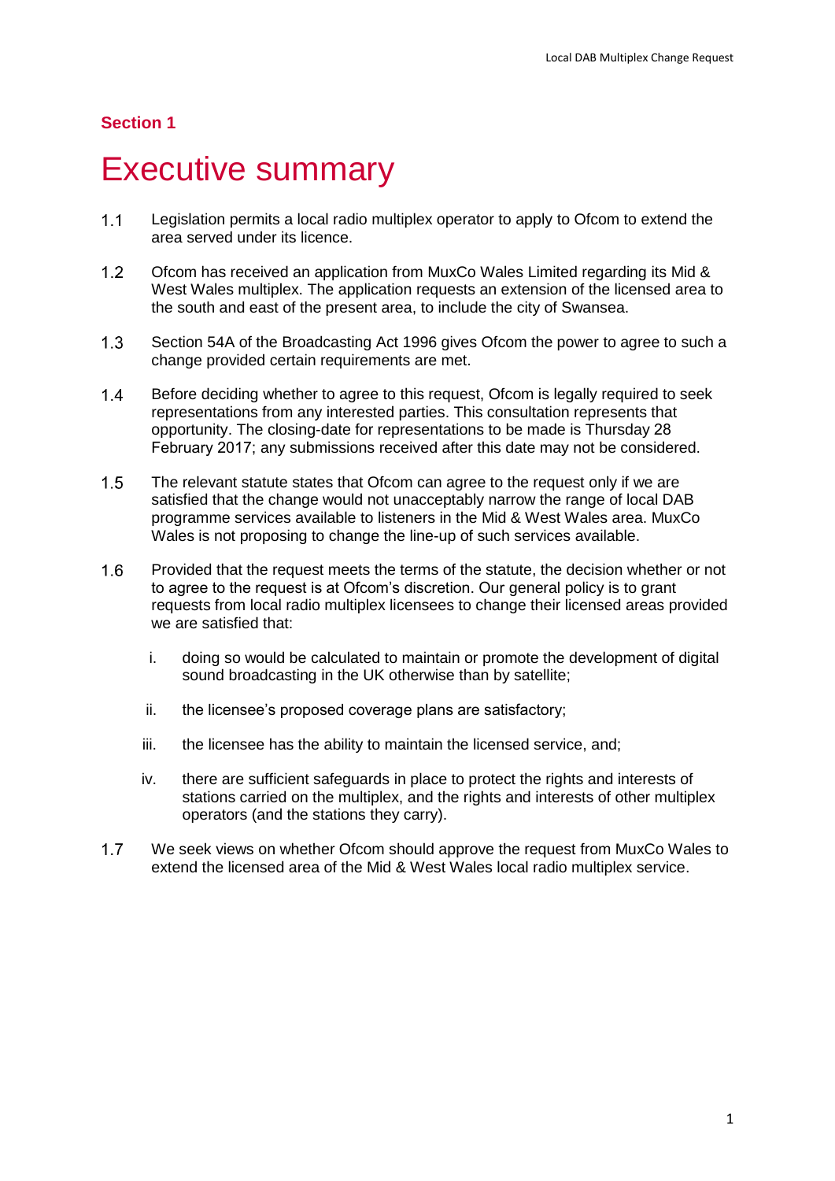## Section 1

# Executive summary

1.1 Legislation permits a local radio multiplex operator to apply to Ofcom to extend the area served under its licence.

1.2 Ofcom has received an application from MuxCo Wales Limited regarding its Mid & West Wales multiplex. The application requests an extension of the licensed area to the south and east of the present area, to include the city of Swansea.

1.3 Section 54A of the Broadcasting Act 1996 gives Ofcom the power to agree to such a change provided certain requirements are met.

1.4 Before deciding whether to agree to this request, Ofcom is legally required to seek representations from any interested parties. This consultation represents that opportunity. The closing-date for representations to be made is Thursday 28 February 2017; any submissions received after this date may not be considered.

1.5 The relevant statute states that Ofcom can agree to the request only if we are satisfied that the change would not unacceptably narrow the range of local DAB programme services available to listeners in the Mid & West Wales area. MuxCo Wales is not proposing to change the line-up of such services available.

1.6 Provided that the request meets the terms of the statute, the decision whether or not to agree to the request is at Ofcom's discretion. Our general policy is to grant requests from local radio multiplex licensees to change their licensed areas provided we are satisfied that:

   i. doing so would be calculated to maintain or promote the development of digital sound broadcasting in the UK otherwise than by satellite;

   ii. the licensee's proposed coverage plans are satisfactory;

   iii. the licensee has the ability to maintain the licensed service, and;

   iv. there are sufficient safeguards in place to protect the rights and interests of stations carried on the multiplex, and the rights and interests of other multiplex operators (and the stations they carry).

1.7 We seek views on whether Ofcom should approve the request from MuxCo Wales to extend the licensed area of the Mid & West Wales local radio multiplex service.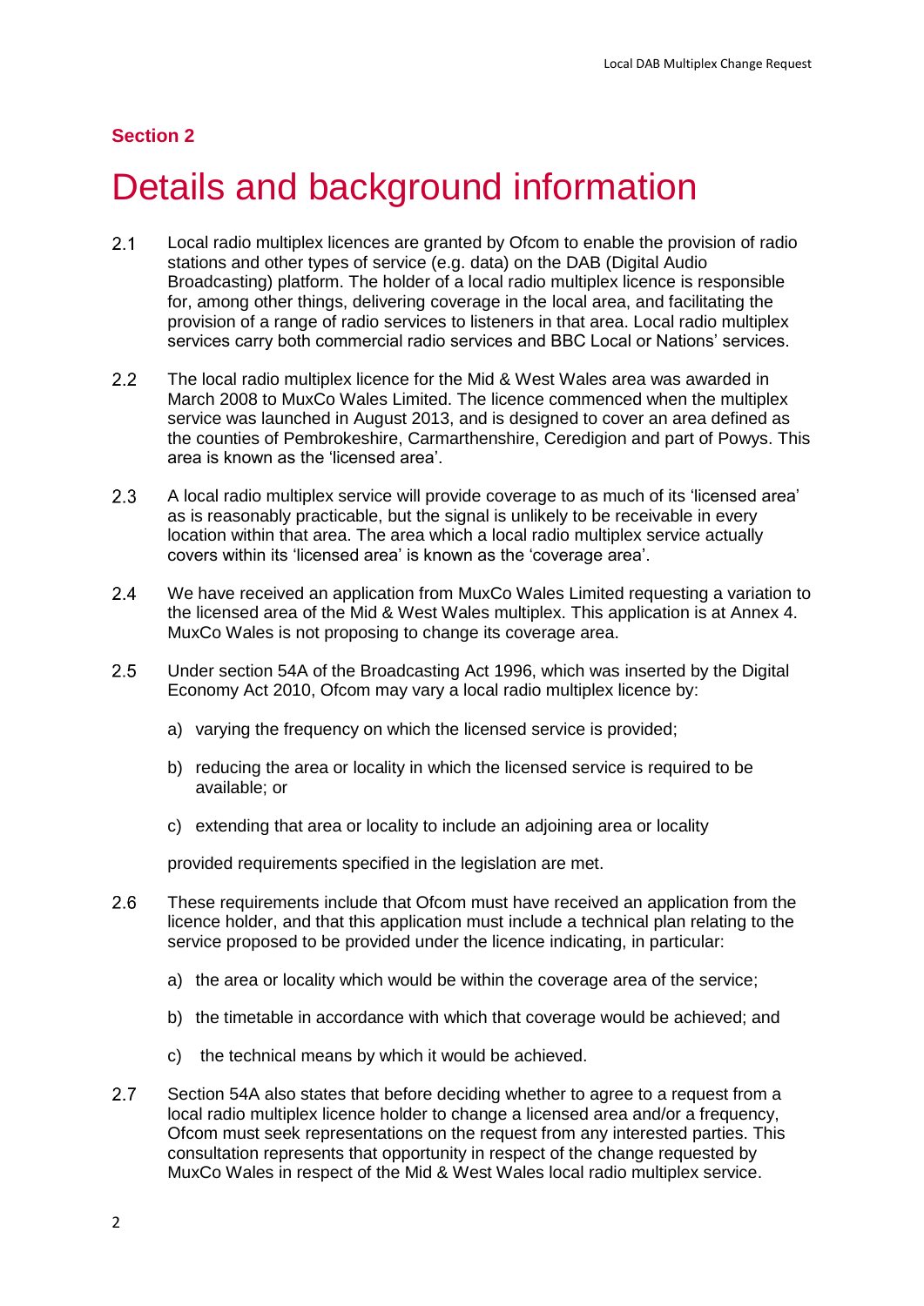## Section 2

# Details and background information

2.1 Local radio multiplex licences are granted by Ofcom to enable the provision of radio stations and other types of service (e.g. data) on the DAB (Digital Audio Broadcasting) platform. The holder of a local radio multiplex licence is responsible for, among other things, delivering coverage in the local area, and facilitating the provision of a range of radio services to listeners in that area. Local radio multiplex services carry both commercial radio services and BBC Local or Nations' services.

2.2 The local radio multiplex licence for the Mid & West Wales area was awarded in March 2008 to MuxCo Wales Limited. The licence commenced when the multiplex service was launched in August 2013, and is designed to cover an area defined as the counties of Pembrokeshire, Carmarthenshire, Ceredigion and part of Powys. This area is known as the 'licensed area'.

2.3 A local radio multiplex service will provide coverage to as much of its 'licensed area' as is reasonably practicable, but the signal is unlikely to be receivable in every location within that area. The area which a local radio multiplex service actually covers within its 'licensed area' is known as the 'coverage area'.

2.4 We have received an application from MuxCo Wales Limited requesting a variation to the licensed area of the Mid & West Wales multiplex. This application is at Annex 4. MuxCo Wales is not proposing to change its coverage area.

2.5 Under section 54A of the Broadcasting Act 1996, which was inserted by the Digital Economy Act 2010, Ofcom may vary a local radio multiplex licence by:

a) varying the frequency on which the licensed service is provided;

b) reducing the area or locality in which the licensed service is required to be available; or

c) extending that area or locality to include an adjoining area or locality

provided requirements specified in the legislation are met.

2.6 These requirements include that Ofcom must have received an application from the licence holder, and that this application must include a technical plan relating to the service proposed to be provided under the licence indicating, in particular:

a) the area or locality which would be within the coverage area of the service;

b) the timetable in accordance with which that coverage would be achieved; and

c) the technical means by which it would be achieved.

2.7 Section 54A also states that before deciding whether to agree to a request from a local radio multiplex licence holder to change a licensed area and/or a frequency, Ofcom must seek representations on the request from any interested parties. This consultation represents that opportunity in respect of the change requested by MuxCo Wales in respect of the Mid & West Wales local radio multiplex service.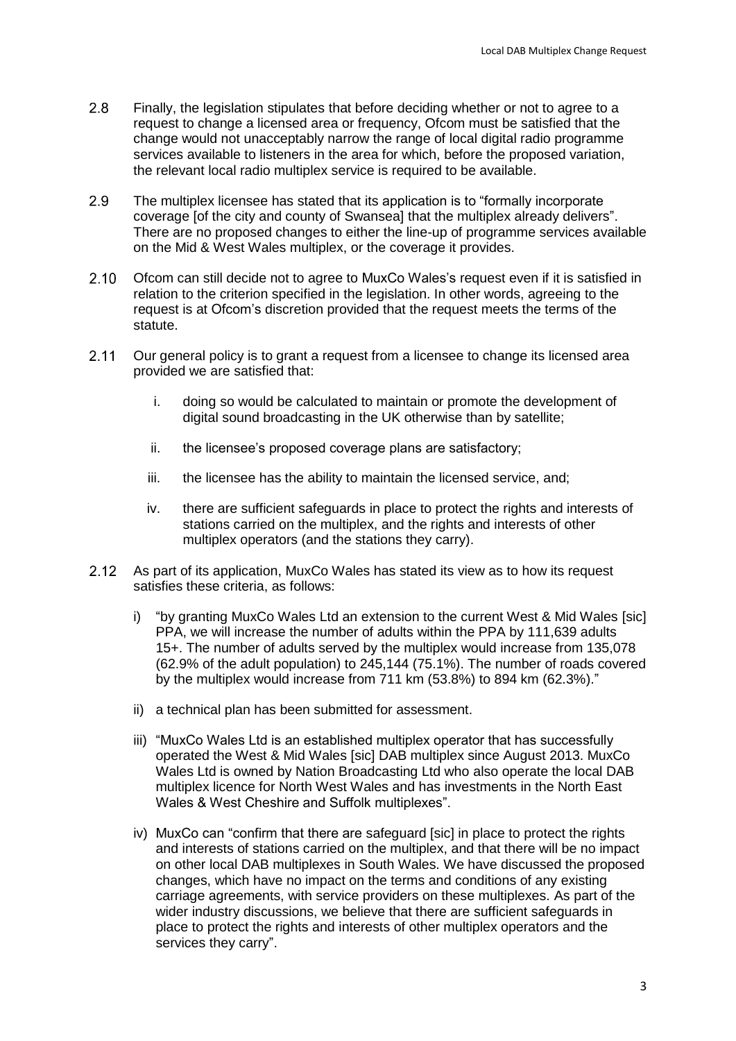2.8 Finally, the legislation stipulates that before deciding whether or not to agree to a request to change a licensed area or frequency, Ofcom must be satisfied that the change would not unacceptably narrow the range of local digital radio programme services available to listeners in the area for which, before the proposed variation, the relevant local radio multiplex service is required to be available.

2.9 The multiplex licensee has stated that its application is to "formally incorporate coverage [of the city and county of Swansea] that the multiplex already delivers". There are no proposed changes to either the line-up of programme services available on the Mid & West Wales multiplex, or the coverage it provides.

2.10 Ofcom can still decide not to agree to MuxCo Wales's request even if it is satisfied in relation to the criterion specified in the legislation. In other words, agreeing to the request is at Ofcom's discretion provided that the request meets the terms of the statute.

2.11 Our general policy is to grant a request from a licensee to change its licensed area provided we are satisfied that:

i. doing so would be calculated to maintain or promote the development of digital sound broadcasting in the UK otherwise than by satellite;

ii. the licensee's proposed coverage plans are satisfactory;

iii. the licensee has the ability to maintain the licensed service, and;

iv. there are sufficient safeguards in place to protect the rights and interests of stations carried on the multiplex, and the rights and interests of other multiplex operators (and the stations they carry).

2.12 As part of its application, MuxCo Wales has stated its view as to how its request satisfies these criteria, as follows:

i) "by granting MuxCo Wales Ltd an extension to the current West & Mid Wales [sic] PPA, we will increase the number of adults within the PPA by 111,639 adults 15+. The number of adults served by the multiplex would increase from 135,078 (62.9% of the adult population) to 245,144 (75.1%). The number of roads covered by the multiplex would increase from 711 km (53.8%) to 894 km (62.3%)."

ii) a technical plan has been submitted for assessment.

iii) "MuxCo Wales Ltd is an established multiplex operator that has successfully operated the West & Mid Wales [sic] DAB multiplex since August 2013. MuxCo Wales Ltd is owned by Nation Broadcasting Ltd who also operate the local DAB multiplex licence for North West Wales and has investments in the North East Wales & West Cheshire and Suffolk multiplexes".

iv) MuxCo can "confirm that there are safeguard [sic] in place to protect the rights and interests of stations carried on the multiplex, and that there will be no impact on other local DAB multiplexes in South Wales. We have discussed the proposed changes, which have no impact on the terms and conditions of any existing carriage agreements, with service providers on these multiplexes. As part of the wider industry discussions, we believe that there are sufficient safeguards in place to protect the rights and interests of other multiplex operators and the services they carry".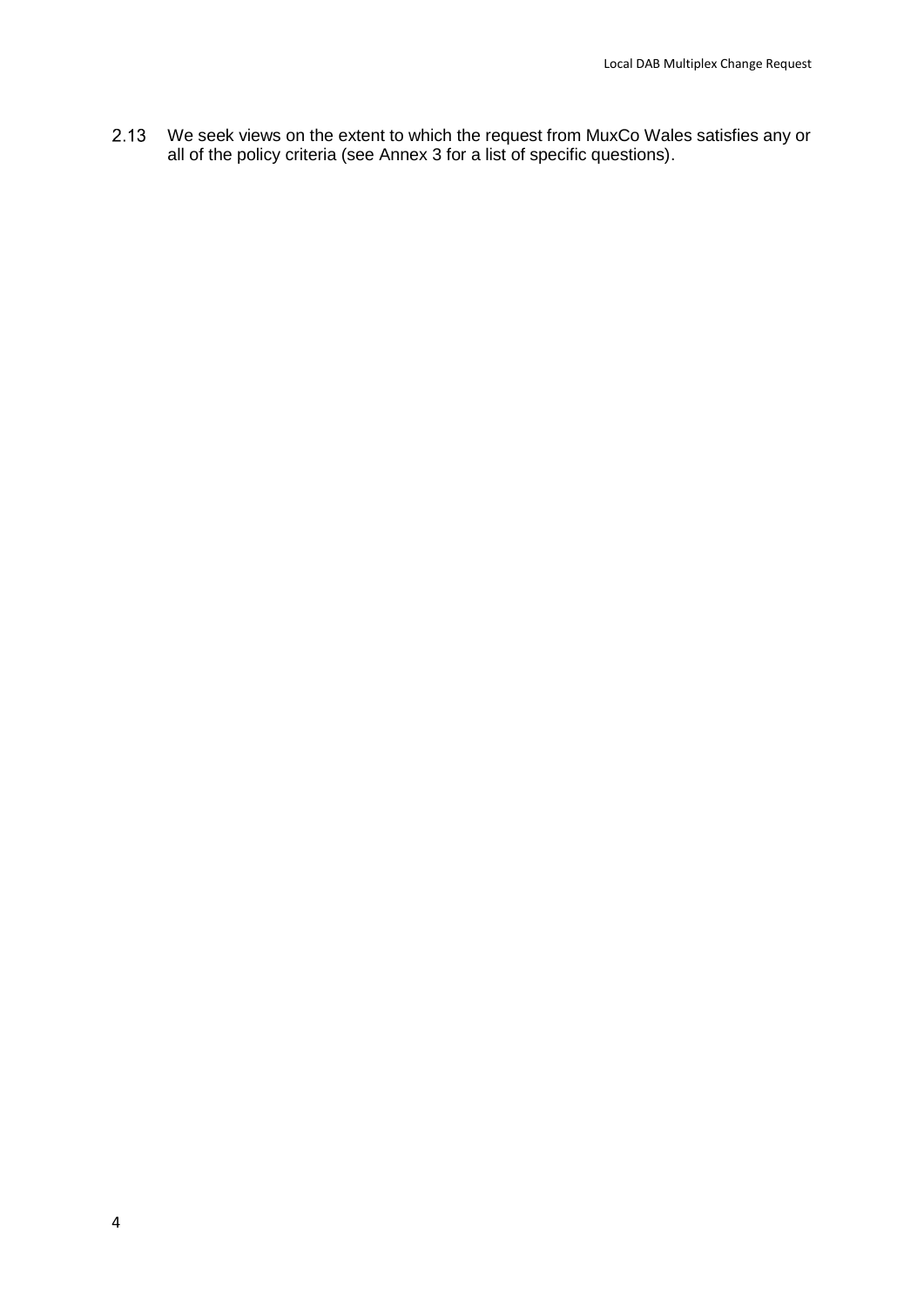2.13 We seek views on the extent to which the request from MuxCo Wales satisfies any or all of the policy criteria (see Annex 3 for a list of specific questions).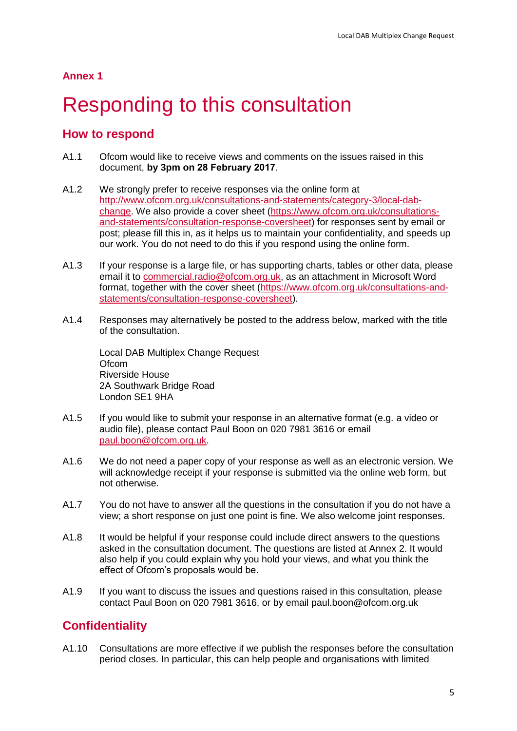**Annex 1**

# Responding to this consultation

## How to respond

A1.1 Ofcom would like to receive views and comments on the issues raised in this document, **by 3pm on 28 February 2017**.

A1.2 We strongly prefer to receive responses via the online form at http://www.ofcom.org.uk/consultations-and-statements/category-3/local-dab-change. We also provide a cover sheet (https://www.ofcom.org.uk/consultations-and-statements/consultation-response-coversheet) for responses sent by email or post; please fill this in, as it helps us to maintain your confidentiality, and speeds up our work. You do not need to do this if you respond using the online form.

A1.3 If your response is a large file, or has supporting charts, tables or other data, please email it to commercial.radio@ofcom.org.uk, as an attachment in Microsoft Word format, together with the cover sheet (https://www.ofcom.org.uk/consultations-and-statements/consultation-response-coversheet).

A1.4 Responses may alternatively be posted to the address below, marked with the title of the consultation.

Local DAB Multiplex Change Request
Ofcom
Riverside House
2A Southwark Bridge Road
London SE1 9HA

A1.5 If you would like to submit your response in an alternative format (e.g. a video or audio file), please contact Paul Boon on 020 7981 3616 or email paul.boon@ofcom.org.uk.

A1.6 We do not need a paper copy of your response as well as an electronic version. We will acknowledge receipt if your response is submitted via the online web form, but not otherwise.

A1.7 You do not have to answer all the questions in the consultation if you do not have a view; a short response on just one point is fine. We also welcome joint responses.

A1.8 It would be helpful if your response could include direct answers to the questions asked in the consultation document. The questions are listed at Annex 2. It would also help if you could explain why you hold your views, and what you think the effect of Ofcom's proposals would be.

A1.9 If you want to discuss the issues and questions raised in this consultation, please contact Paul Boon on 020 7981 3616, or by email paul.boon@ofcom.org.uk

## Confidentiality

A1.10 Consultations are more effective if we publish the responses before the consultation period closes. In particular, this can help people and organisations with limited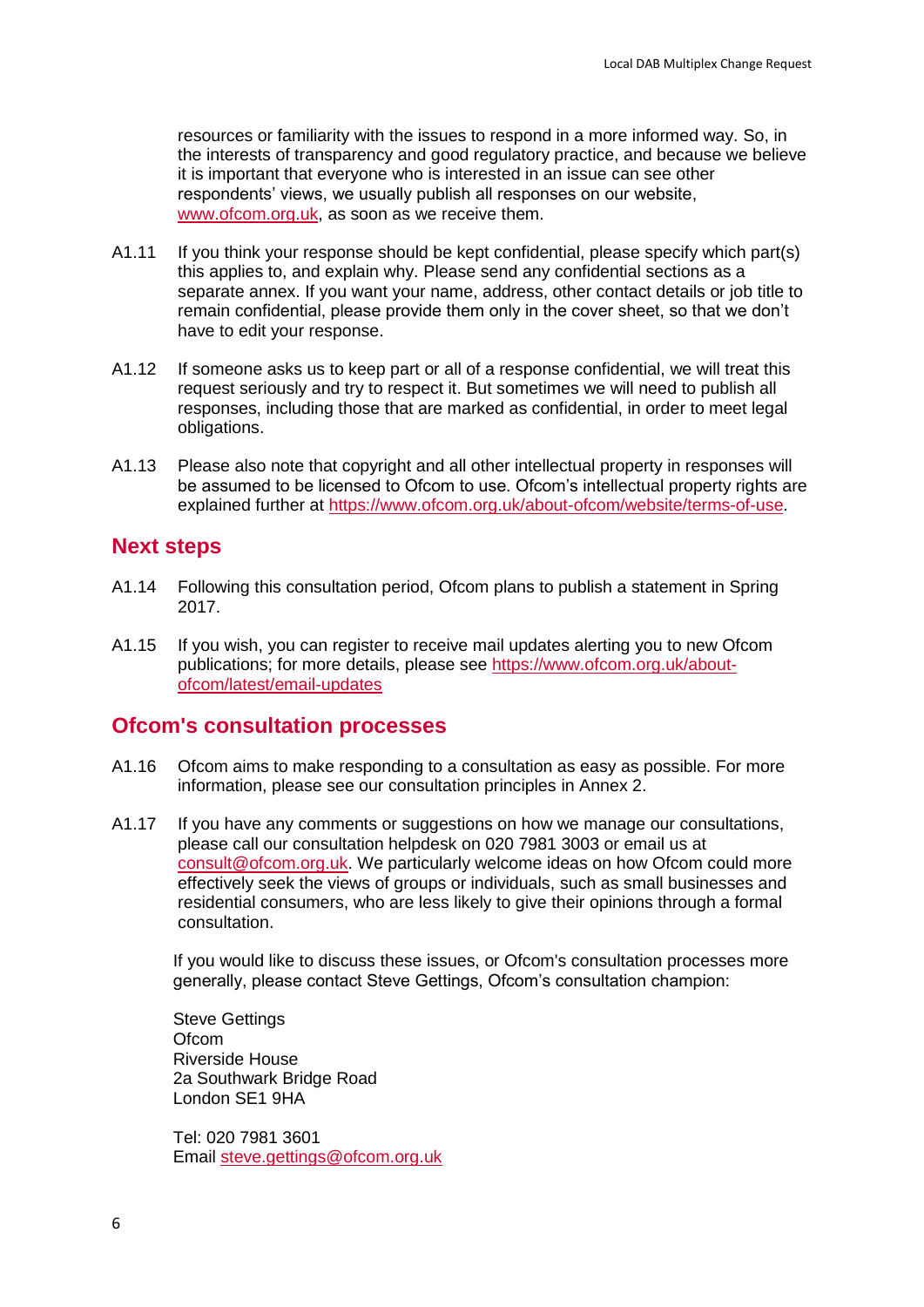resources or familiarity with the issues to respond in a more informed way. So, in the interests of transparency and good regulatory practice, and because we believe it is important that everyone who is interested in an issue can see other respondents' views, we usually publish all responses on our website, www.ofcom.org.uk, as soon as we receive them.

A1.11 If you think your response should be kept confidential, please specify which part(s) this applies to, and explain why. Please send any confidential sections as a separate annex. If you want your name, address, other contact details or job title to remain confidential, please provide them only in the cover sheet, so that we don't have to edit your response.

A1.12 If someone asks us to keep part or all of a response confidential, we will treat this request seriously and try to respect it. But sometimes we will need to publish all responses, including those that are marked as confidential, in order to meet legal obligations.

A1.13 Please also note that copyright and all other intellectual property in responses will be assumed to be licensed to Ofcom to use. Ofcom's intellectual property rights are explained further at https://www.ofcom.org.uk/about-ofcom/website/terms-of-use.

## Next steps

A1.14 Following this consultation period, Ofcom plans to publish a statement in Spring 2017.

A1.15 If you wish, you can register to receive mail updates alerting you to new Ofcom publications; for more details, please see https://www.ofcom.org.uk/about-ofcom/latest/email-updates

## Ofcom's consultation processes

A1.16 Ofcom aims to make responding to a consultation as easy as possible. For more information, please see our consultation principles in Annex 2.

A1.17 If you have any comments or suggestions on how we manage our consultations, please call our consultation helpdesk on 020 7981 3003 or email us at consult@ofcom.org.uk. We particularly welcome ideas on how Ofcom could more effectively seek the views of groups or individuals, such as small businesses and residential consumers, who are less likely to give their opinions through a formal consultation.

If you would like to discuss these issues, or Ofcom's consultation processes more generally, please contact Steve Gettings, Ofcom's consultation champion:

Steve Gettings
Ofcom
Riverside House
2a Southwark Bridge Road
London SE1 9HA

Tel: 020 7981 3601
Email steve.gettings@ofcom.org.uk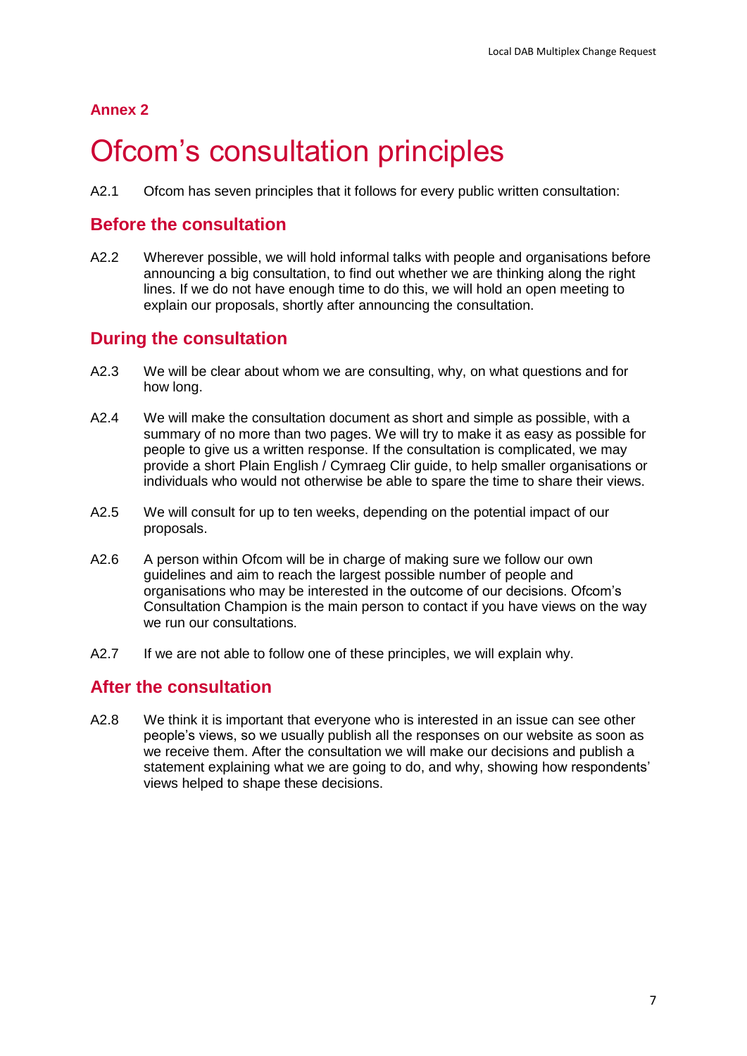**Annex 2**

# Ofcom's consultation principles

A2.1 Ofcom has seven principles that it follows for every public written consultation:

## Before the consultation

A2.2 Wherever possible, we will hold informal talks with people and organisations before announcing a big consultation, to find out whether we are thinking along the right lines. If we do not have enough time to do this, we will hold an open meeting to explain our proposals, shortly after announcing the consultation.

## During the consultation

A2.3 We will be clear about whom we are consulting, why, on what questions and for how long.

A2.4 We will make the consultation document as short and simple as possible, with a summary of no more than two pages. We will try to make it as easy as possible for people to give us a written response. If the consultation is complicated, we may provide a short Plain English / Cymraeg Clir guide, to help smaller organisations or individuals who would not otherwise be able to spare the time to share their views.

A2.5 We will consult for up to ten weeks, depending on the potential impact of our proposals.

A2.6 A person within Ofcom will be in charge of making sure we follow our own guidelines and aim to reach the largest possible number of people and organisations who may be interested in the outcome of our decisions. Ofcom's Consultation Champion is the main person to contact if you have views on the way we run our consultations.

A2.7 If we are not able to follow one of these principles, we will explain why.

## After the consultation

A2.8 We think it is important that everyone who is interested in an issue can see other people's views, so we usually publish all the responses on our website as soon as we receive them. After the consultation we will make our decisions and publish a statement explaining what we are going to do, and why, showing how respondents' views helped to shape these decisions.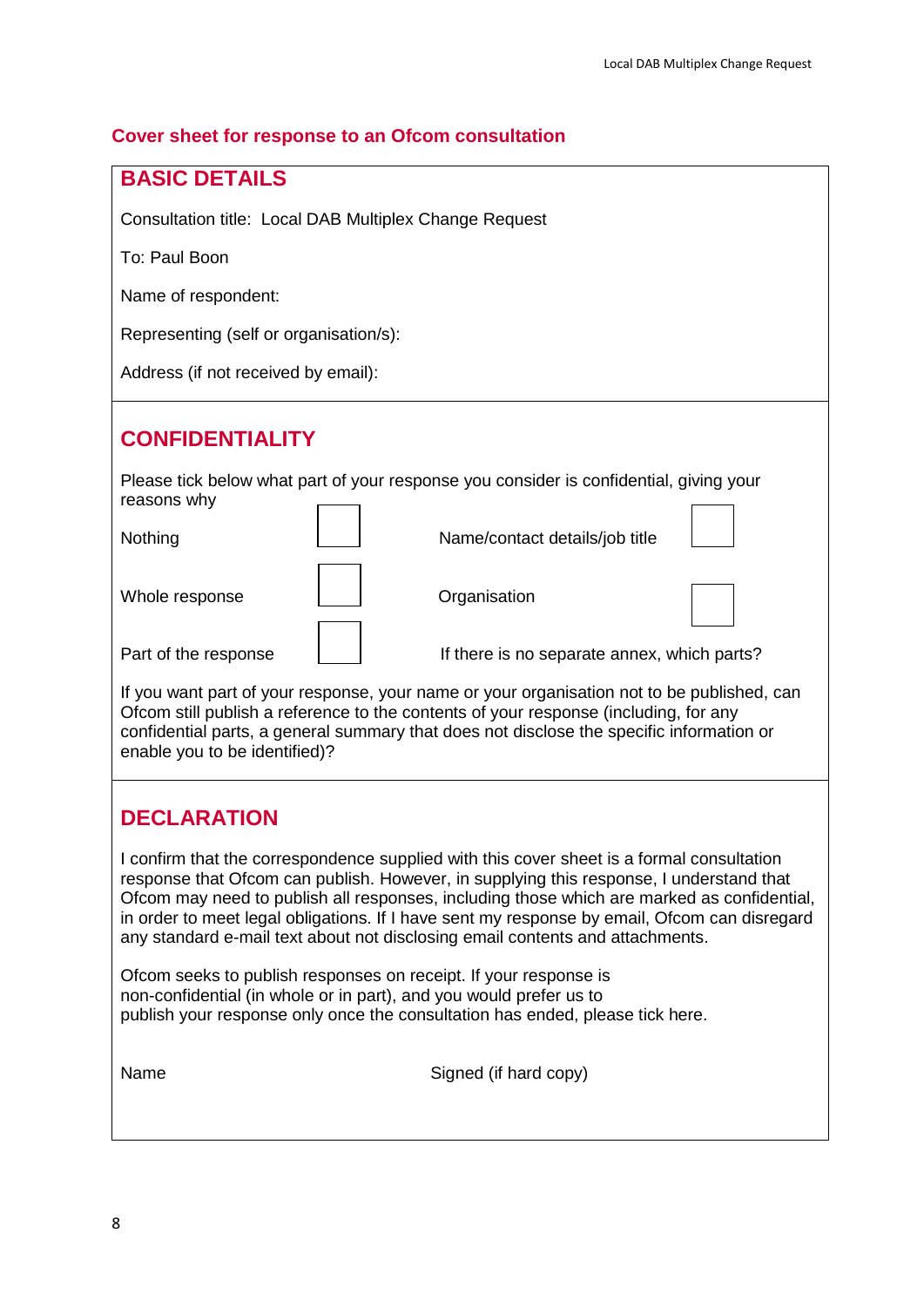## Cover sheet for response to an Ofcom consultation

### BASIC DETAILS

Consultation title: Local DAB Multiplex Change Request

To: Paul Boon

Name of respondent:

Representing (self or organisation/s):

Address (if not received by email):

### CONFIDENTIALITY

Please tick below what part of your response you consider is confidential, giving your reasons why

| | | | |
|---|---|---|---|
| Nothing | ☐ | Name/contact details/job title | ☐ |
| Whole response | ☐ | Organisation | ☐ |
| Part of the response | ☐ | If there is no separate annex, which parts? | |

If you want part of your response, your name or your organisation not to be published, can Ofcom still publish a reference to the contents of your response (including, for any confidential parts, a general summary that does not disclose the specific information or enable you to be identified)?

### DECLARATION

I confirm that the correspondence supplied with this cover sheet is a formal consultation response that Ofcom can publish. However, in supplying this response, I understand that Ofcom may need to publish all responses, including those which are marked as confidential, in order to meet legal obligations. If I have sent my response by email, Ofcom can disregard any standard e-mail text about not disclosing email contents and attachments.

Ofcom seeks to publish responses on receipt. If your response is non-confidential (in whole or in part), and you would prefer us to publish your response only once the consultation has ended, please tick here.

Name                                        Signed (if hard copy)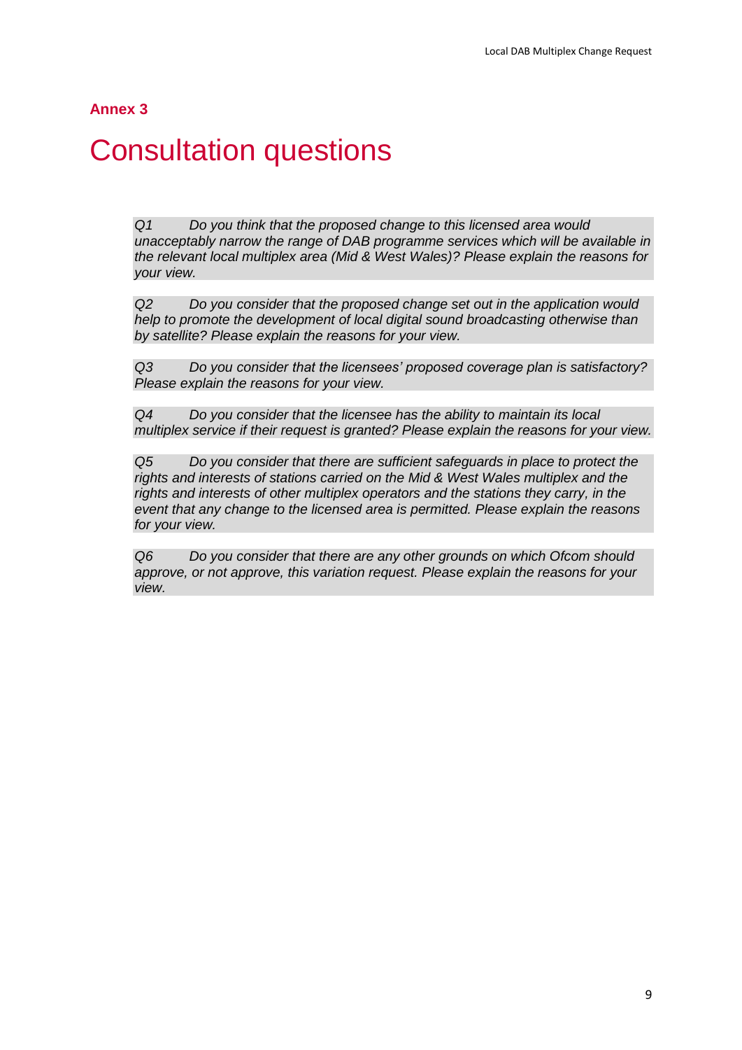**Annex 3**

# Consultation questions

*Q1 Do you think that the proposed change to this licensed area would unacceptably narrow the range of DAB programme services which will be available in the relevant local multiplex area (Mid & West Wales)? Please explain the reasons for your view.*

*Q2 Do you consider that the proposed change set out in the application would help to promote the development of local digital sound broadcasting otherwise than by satellite? Please explain the reasons for your view.*

*Q3 Do you consider that the licensees' proposed coverage plan is satisfactory? Please explain the reasons for your view.*

*Q4 Do you consider that the licensee has the ability to maintain its local multiplex service if their request is granted? Please explain the reasons for your view.*

*Q5 Do you consider that there are sufficient safeguards in place to protect the rights and interests of stations carried on the Mid & West Wales multiplex and the rights and interests of other multiplex operators and the stations they carry, in the event that any change to the licensed area is permitted. Please explain the reasons for your view.*

*Q6 Do you consider that there are any other grounds on which Ofcom should approve, or not approve, this variation request. Please explain the reasons for your view.*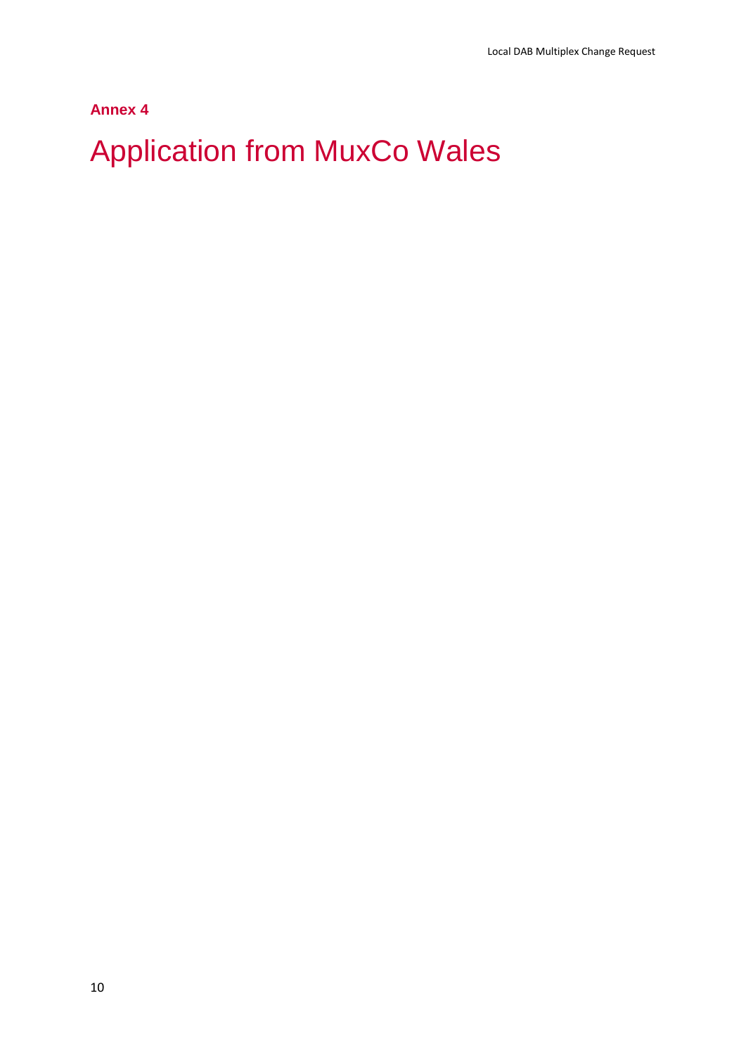**Annex 4**

# Application from MuxCo Wales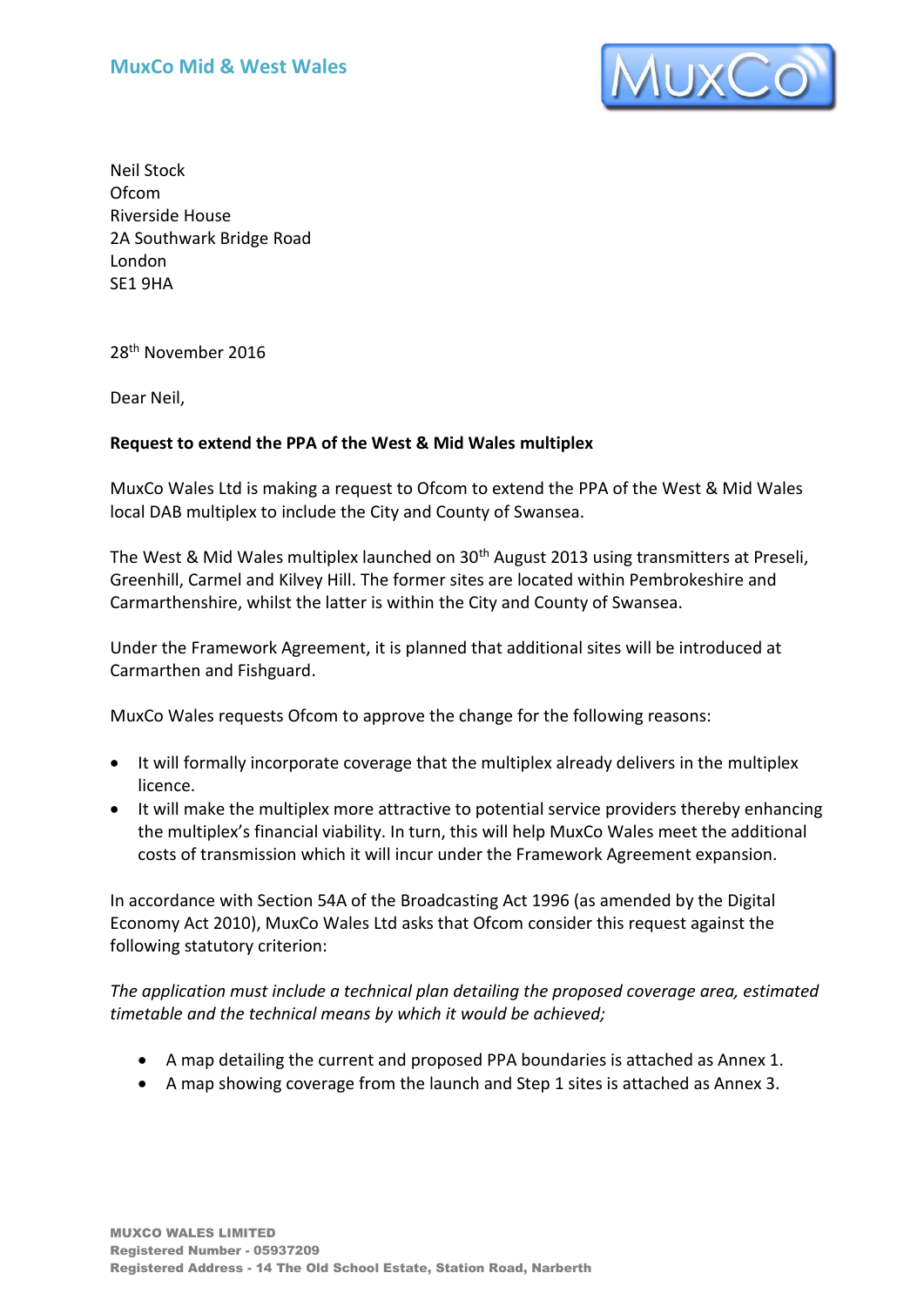MuxCo Mid & West Wales

Neil Stock
Ofcom
Riverside House
2A Southwark Bridge Road
London
SE1 9HA

28th November 2016

Dear Neil,

**Request to extend the PPA of the West & Mid Wales multiplex**

MuxCo Wales Ltd is making a request to Ofcom to extend the PPA of the West & Mid Wales local DAB multiplex to include the City and County of Swansea.

The West & Mid Wales multiplex launched on 30th August 2013 using transmitters at Preseli, Greenhill, Carmel and Kilvey Hill. The former sites are located within Pembrokeshire and Carmarthenshire, whilst the latter is within the City and County of Swansea.

Under the Framework Agreement, it is planned that additional sites will be introduced at Carmarthen and Fishguard.

MuxCo Wales requests Ofcom to approve the change for the following reasons:

- It will formally incorporate coverage that the multiplex already delivers in the multiplex licence.
- It will make the multiplex more attractive to potential service providers thereby enhancing the multiplex's financial viability. In turn, this will help MuxCo Wales meet the additional costs of transmission which it will incur under the Framework Agreement expansion.

In accordance with Section 54A of the Broadcasting Act 1996 (as amended by the Digital Economy Act 2010), MuxCo Wales Ltd asks that Ofcom consider this request against the following statutory criterion:

*The application must include a technical plan detailing the proposed coverage area, estimated timetable and the technical means by which it would be achieved;*

- A map detailing the current and proposed PPA boundaries is attached as Annex 1.
- A map showing coverage from the launch and Step 1 sites is attached as Annex 3.

**MUXCO WALES LIMITED**
**Registered Number - 05937209**
**Registered Address - 14 The Old School Estate, Station Road, Narberth**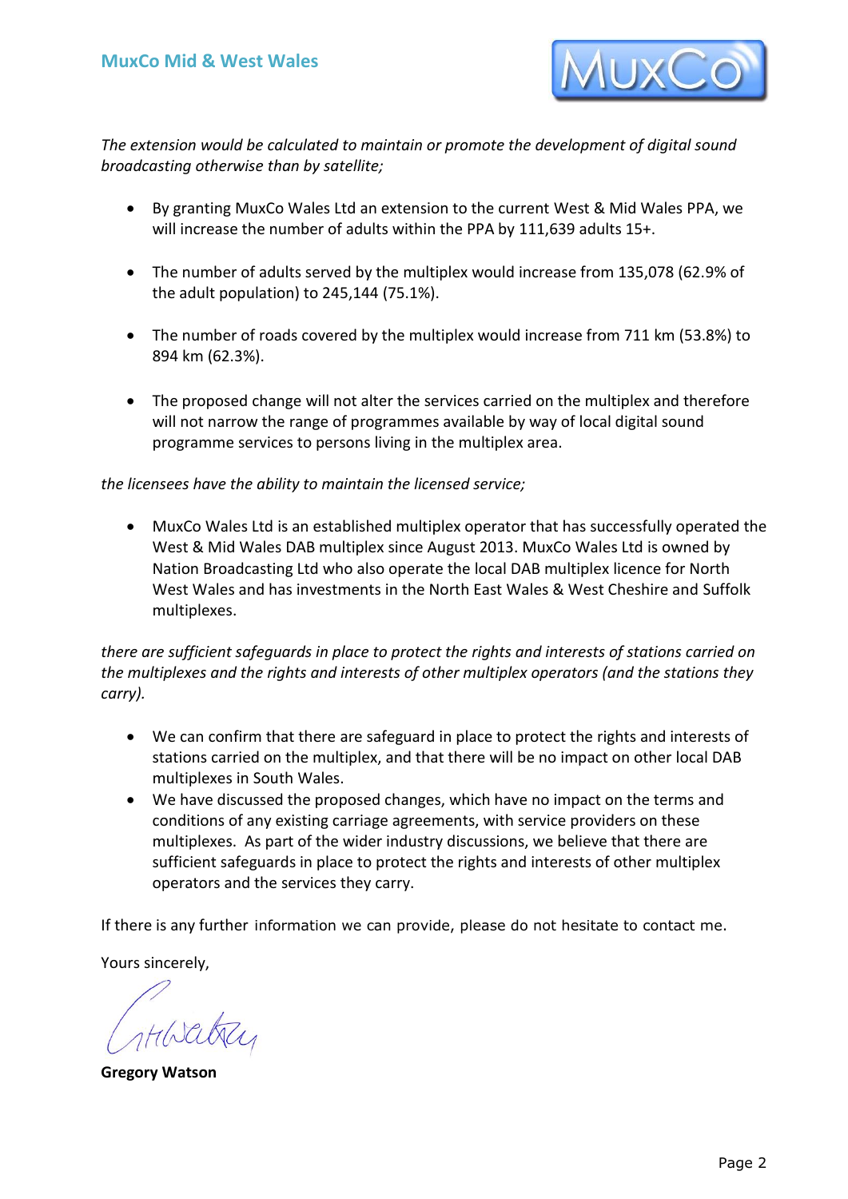*The extension would be calculated to maintain or promote the development of digital sound broadcasting otherwise than by satellite;*

- By granting MuxCo Wales Ltd an extension to the current West & Mid Wales PPA, we will increase the number of adults within the PPA by 111,639 adults 15+.
- The number of adults served by the multiplex would increase from 135,078 (62.9% of the adult population) to 245,144 (75.1%).
- The number of roads covered by the multiplex would increase from 711 km (53.8%) to 894 km (62.3%).
- The proposed change will not alter the services carried on the multiplex and therefore will not narrow the range of programmes available by way of local digital sound programme services to persons living in the multiplex area.

*the licensees have the ability to maintain the licensed service;*

- MuxCo Wales Ltd is an established multiplex operator that has successfully operated the West & Mid Wales DAB multiplex since August 2013. MuxCo Wales Ltd is owned by Nation Broadcasting Ltd who also operate the local DAB multiplex licence for North West Wales and has investments in the North East Wales & West Cheshire and Suffolk multiplexes.

*there are sufficient safeguards in place to protect the rights and interests of stations carried on the multiplexes and the rights and interests of other multiplex operators (and the stations they carry).*

- We can confirm that there are safeguard in place to protect the rights and interests of stations carried on the multiplex, and that there will be no impact on other local DAB multiplexes in South Wales.
- We have discussed the proposed changes, which have no impact on the terms and conditions of any existing carriage agreements, with service providers on these multiplexes. As part of the wider industry discussions, we believe that there are sufficient safeguards in place to protect the rights and interests of other multiplex operators and the services they carry.

If there is any further information we can provide, please do not hesitate to contact me.

Yours sincerely,

**Gregory Watson**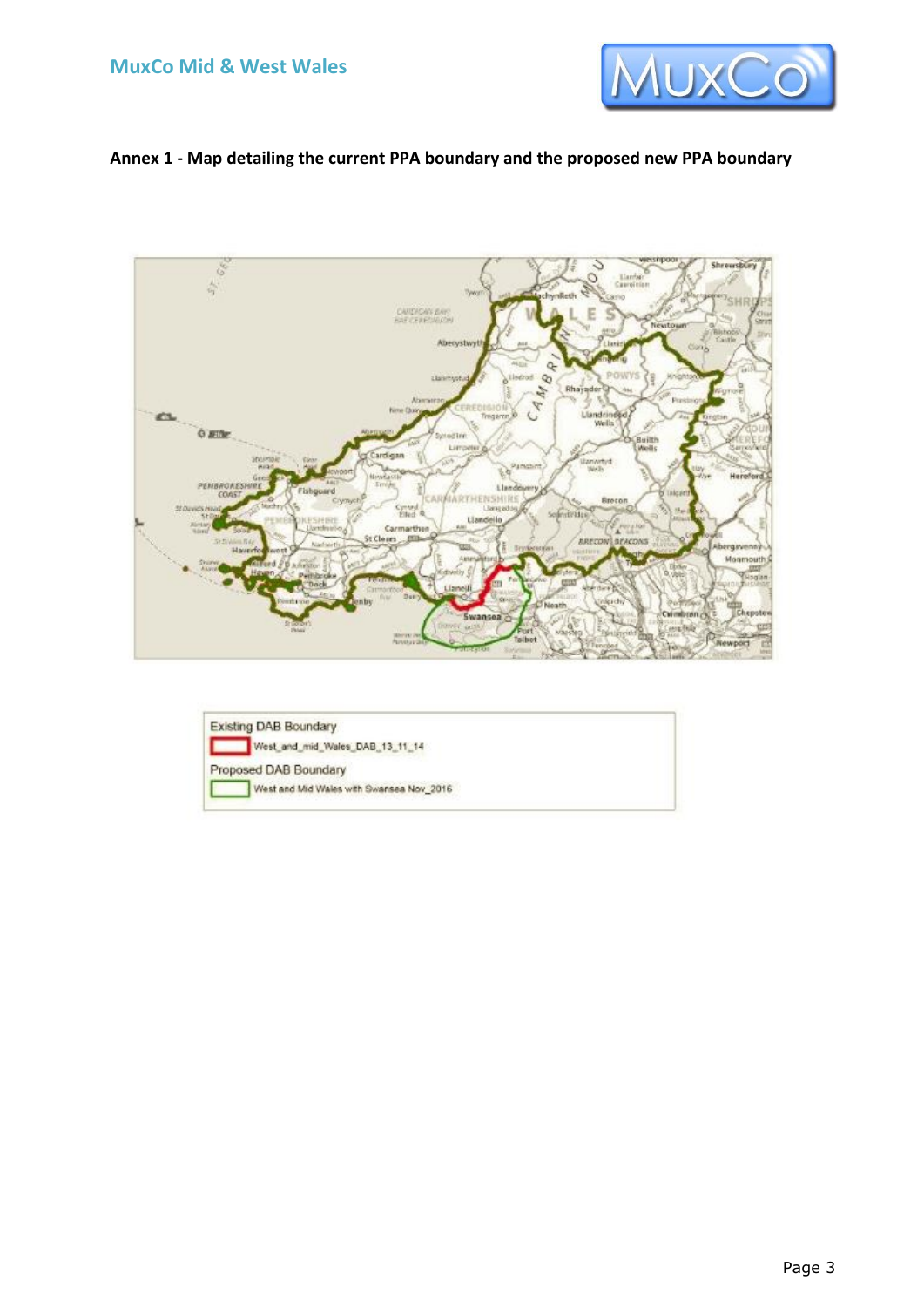**Annex 1 - Map detailing the current PPA boundary and the proposed new PPA boundary**

Existing DAB Boundary

West_and_mid_Wales_DAB_13_11_14

Proposed DAB Boundary

West and Mid Wales with Swansea Nov_2016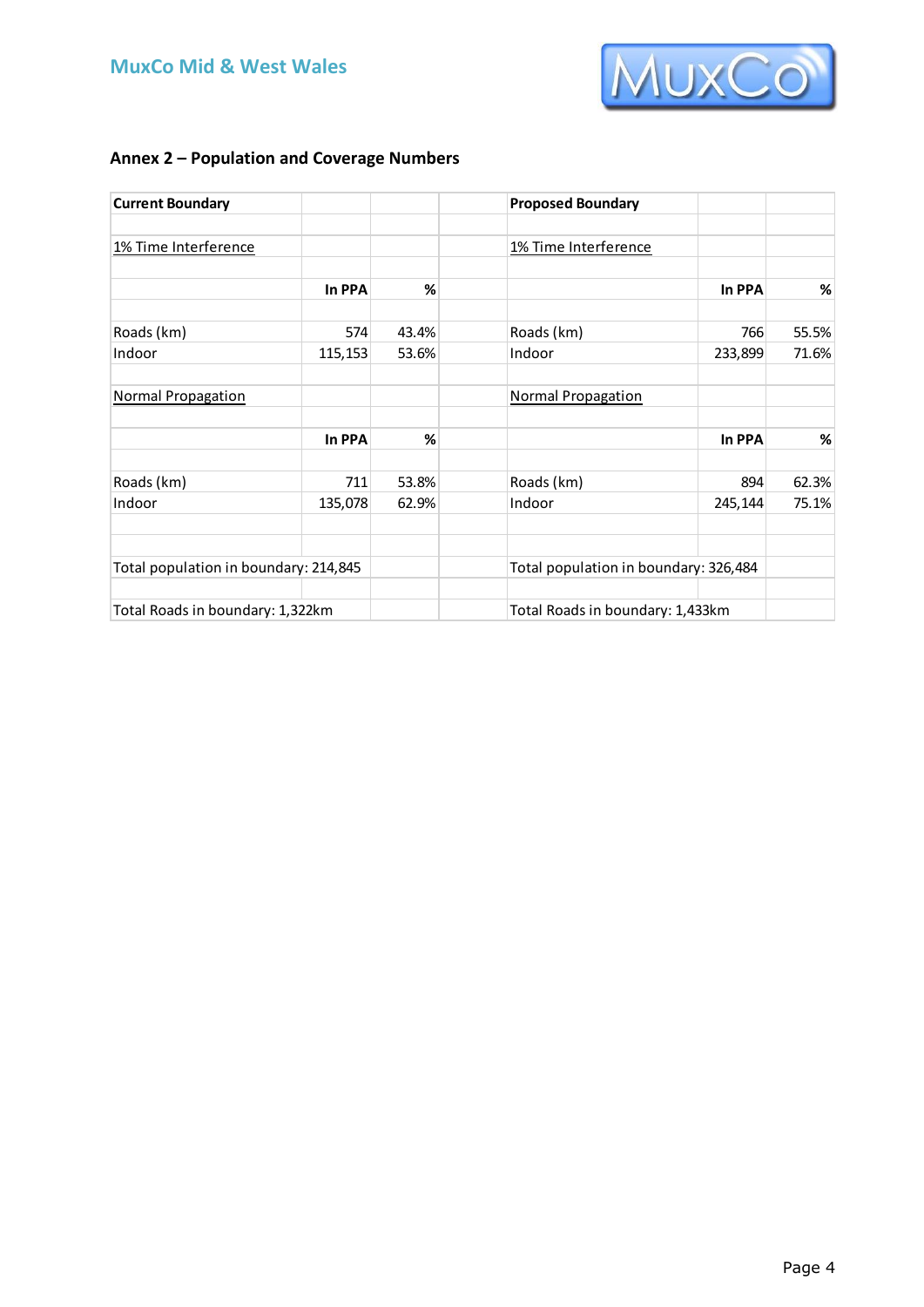## Annex 2 – Population and Coverage Numbers

| Current Boundary | | | | Proposed Boundary | | |
|---|---|---|---|---|---|---|
| | | | | | | |
| 1% Time Interference | | | | 1% Time Interference | | |
| | | | | | | |
| | **In PPA** | **%** | | | **In PPA** | **%** |
| | | | | | | |
| Roads (km) | 574 | 43.4% | | Roads (km) | 766 | 55.5% |
| Indoor | 115,153 | 53.6% | | Indoor | 233,899 | 71.6% |
| | | | | | | |
| Normal Propagation | | | | Normal Propagation | | |
| | | | | | | |
| | **In PPA** | **%** | | | **In PPA** | **%** |
| | | | | | | |
| Roads (km) | 711 | 53.8% | | Roads (km) | 894 | 62.3% |
| Indoor | 135,078 | 62.9% | | Indoor | 245,144 | 75.1% |
| | | | | | | |
| | | | | | | |
| Total population in boundary: 214,845 | | | | Total population in boundary: 326,484 | | |
| | | | | | | |
| Total Roads in boundary: 1,322km | | | | Total Roads in boundary: 1,433km | | |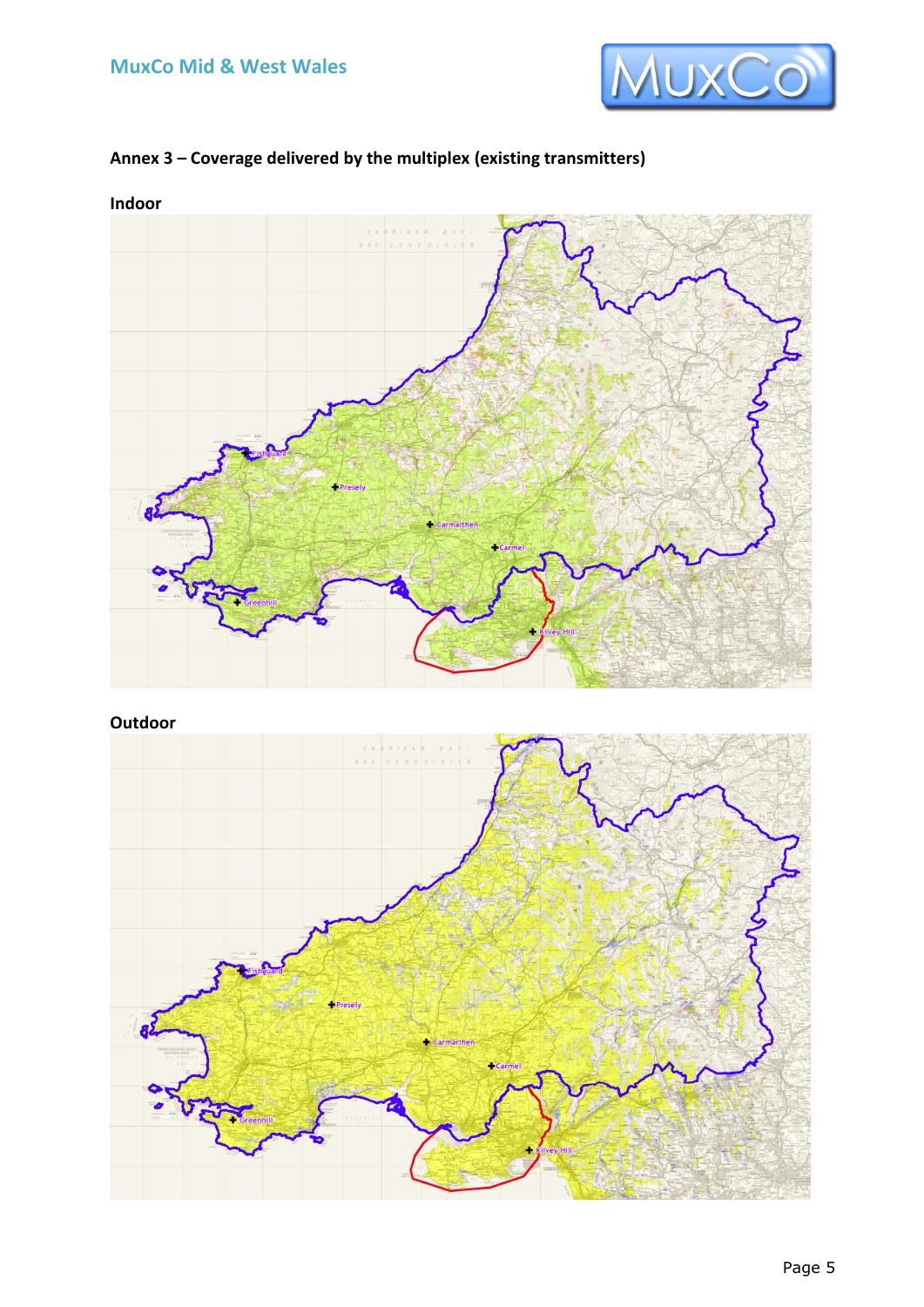## Annex 3 – Coverage delivered by the multiplex (existing transmitters)

**Indoor**

CARDIGAN BAY
BAE CEREDIGION

Fishguard
Presely
Carmarthen
Carmel
Greenhill
Kilvey Hill

**Outdoor**

CARDIGAN BAY
BAE CEREDIGION

Fishguard
Presely
Carmarthen
Carmel
Greenhill
Kilvey Hill